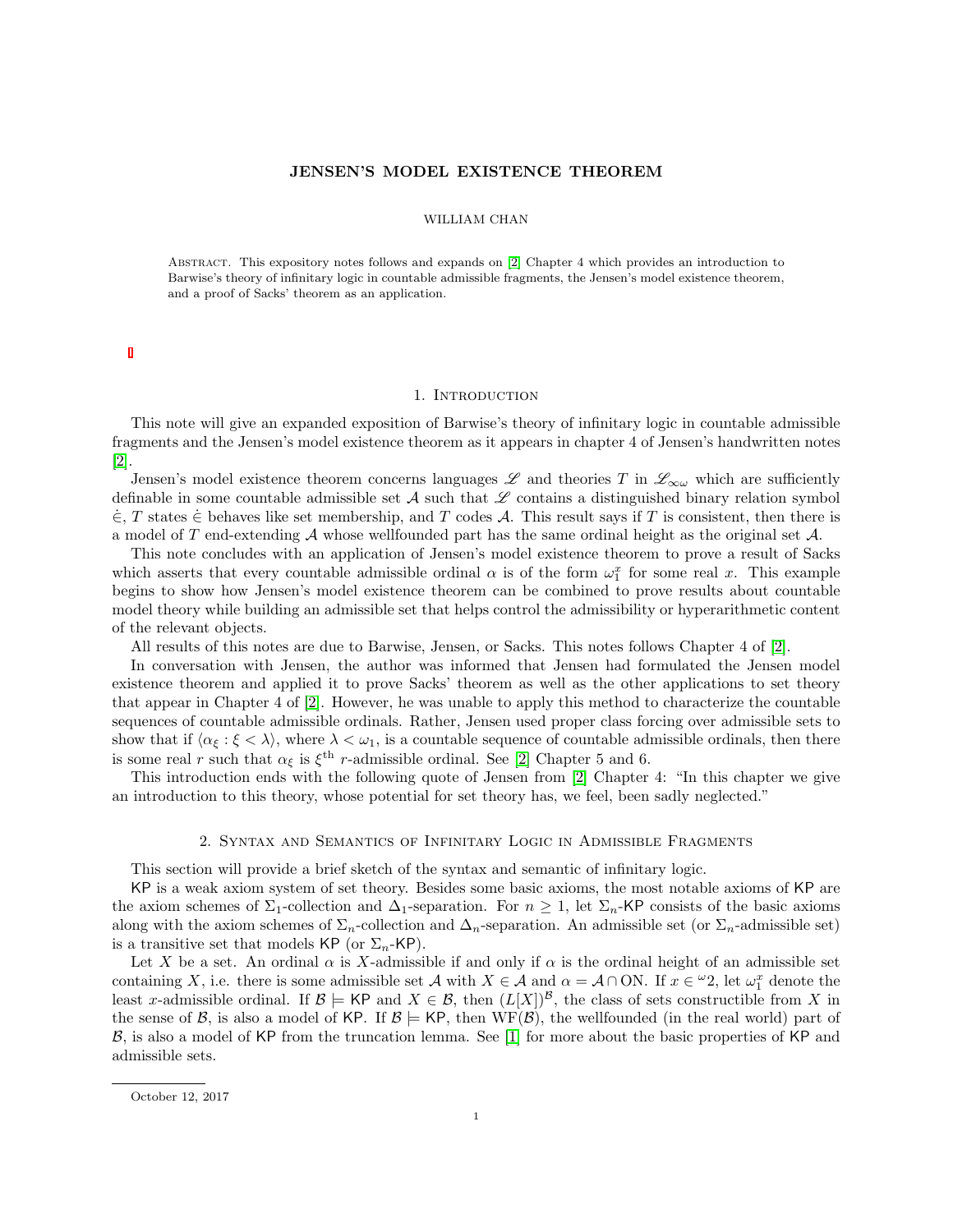# JENSEN'S MODEL EXISTENCE THEOREM

WILLIAM CHAN

Abstract. This expository notes follows and expands on [2] Chapter 4 which provides an introduction to Barwise's theory of infinitary logic in countable admissible fragments, the Jensen's model existence theorem, and a proof of Sacks' theorem as an application.

## 1. Introduction

This note will give an expanded exposition of Barwise's theory of infinitary logic in countable admissible fragments and the Jensen's model existence theorem as it appears in chapter 4 of Jensen's handwritten notes [2].

Jensen's model existence theorem concerns languages $\mathscr{L}$ and theories $T$ in $\mathscr{L}_{\infty\omega}$ which are sufficiently definable in some countable admissible set $\mathcal{A}$ such that $\mathscr{L}$ contains a distinguished binary relation symbol $\dot{\in}$, $T$ states $\dot{\in}$ behaves like set membership, and $T$ codes $\mathcal{A}$. This result says if $T$ is consistent, then there is a model of $T$ end-extending $\mathcal{A}$ whose wellfounded part has the same ordinal height as the original set $\mathcal{A}$.

This note concludes with an application of Jensen's model existence theorem to prove a result of Sacks which asserts that every countable admissible ordinal $\alpha$ is of the form $\omega_1^x$ for some real $x$. This example begins to show how Jensen's model existence theorem can be combined to prove results about countable model theory while building an admissible set that helps control the admissibility or hyperarithmetic content of the relevant objects.

All results of this notes are due to Barwise, Jensen, or Sacks. This notes follows Chapter 4 of [2].

In conversation with Jensen, the author was informed that Jensen had formulated the Jensen model existence theorem and applied it to prove Sacks' theorem as well as the other applications to set theory that appear in Chapter 4 of [2]. However, he was unable to apply this method to characterize the countable sequences of countable admissible ordinals. Rather, Jensen used proper class forcing over admissible sets to show that if $\langle \alpha_\xi : \xi < \lambda \rangle$, where $\lambda < \omega_1$, is a countable sequence of countable admissible ordinals, then there is some real $r$ such that $\alpha_\xi$ is $\xi^{\text{th}}$ $r$-admissible ordinal. See [2] Chapter 5 and 6.

This introduction ends with the following quote of Jensen from [2] Chapter 4: "In this chapter we give an introduction to this theory, whose potential for set theory has, we feel, been sadly neglected."

## 2. Syntax and Semantics of Infinitary Logic in Admissible Fragments

This section will provide a brief sketch of the syntax and semantic of infinitary logic.

$\mathsf{KP}$ is a weak axiom system of set theory. Besides some basic axioms, the most notable axioms of $\mathsf{KP}$ are the axiom schemes of $\Sigma_1$-collection and $\Delta_1$-separation. For $n \geq 1$, let $\Sigma_n$-$\mathsf{KP}$ consists of the basic axioms along with the axiom schemes of $\Sigma_n$-collection and $\Delta_n$-separation. An admissible set (or $\Sigma_n$-admissible set) is a transitive set that models $\mathsf{KP}$ (or $\Sigma_n$-$\mathsf{KP}$).

Let $X$ be a set. An ordinal $\alpha$ is $X$-admissible if and only if $\alpha$ is the ordinal height of an admissible set containing $X$, i.e. there is some admissible set $\mathcal{A}$ with $X \in \mathcal{A}$ and $\alpha = \mathcal{A} \cap \mathrm{ON}$. If $x \in {}^\omega 2$, let $\omega_1^x$ denote the least $x$-admissible ordinal. If $\mathcal{B} \models \mathsf{KP}$ and $X \in \mathcal{B}$, then $(L[X])^{\mathcal{B}}$, the class of sets constructible from $X$ in the sense of $\mathcal{B}$, is also a model of $\mathsf{KP}$. If $\mathcal{B} \models \mathsf{KP}$, then $\mathrm{WF}(\mathcal{B})$, the wellfounded (in the real world) part of $\mathcal{B}$, is also a model of $\mathsf{KP}$ from the truncation lemma. See [1] for more about the basic properties of $\mathsf{KP}$ and admissible sets.

October 12, 2017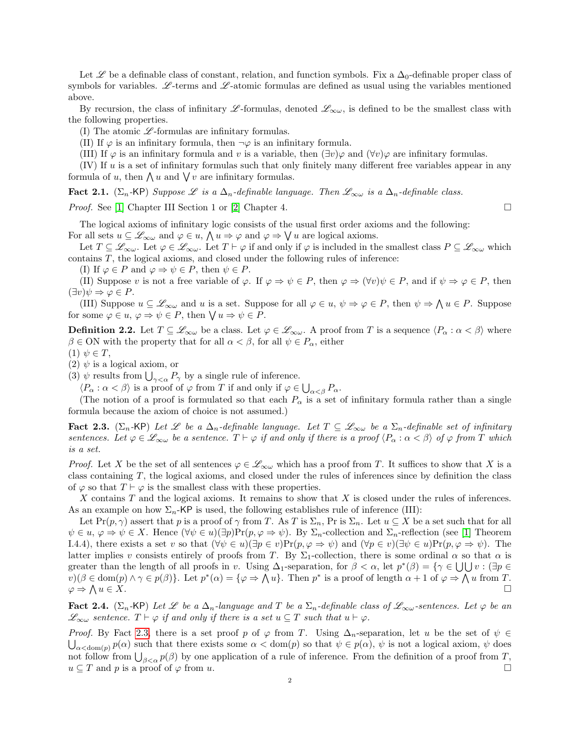Let $\mathscr{L}$ be a definable class of constant, relation, and function symbols. Fix a $\Delta_0$-definable proper class of symbols for variables. $\mathscr{L}$-terms and $\mathscr{L}$-atomic formulas are defined as usual using the variables mentioned above.

By recursion, the class of infinitary $\mathscr{L}$-formulas, denoted $\mathscr{L}_{\infty\omega}$, is defined to be the smallest class with the following properties.

(I) The atomic $\mathscr{L}$-formulas are infinitary formulas.

(II) If $\varphi$ is an infinitary formula, then $\neg\varphi$ is an infinitary formula.

(III) If $\varphi$ is an infinitary formula and $v$ is a variable, then $(\exists v)\varphi$ and $(\forall v)\varphi$ are infinitary formulas.

(IV) If $u$ is a set of infinitary formulas such that only finitely many different free variables appear in any formula of $u$, then $\bigwedge u$ and $\bigvee v$ are infinitary formulas.

**Fact 2.1.** ($\Sigma_n$-$\mathsf{KP}$) *Suppose $\mathscr{L}$ is a $\Delta_n$-definable language. Then $\mathscr{L}_{\infty\omega}$ is a $\Delta_n$-definable class.*

*Proof.* See [1] Chapter III Section 1 or [2] Chapter 4. □

The logical axioms of infinitary logic consists of the usual first order axioms and the following: For all sets $u \subseteq \mathscr{L}_{\infty\omega}$ and $\varphi \in u$, $\bigwedge u \Rightarrow \varphi$ and $\varphi \Rightarrow \bigvee u$ are logical axioms.

Let $T \subseteq \mathscr{L}_{\infty\omega}$. Let $\varphi \in \mathscr{L}_{\infty\omega}$. Let $T \vdash \varphi$ if and only if $\varphi$ is included in the smallest class $P \subseteq \mathscr{L}_{\infty\omega}$ which contains $T$, the logical axioms, and closed under the following rules of inference:

(I) If $\varphi \in P$ and $\varphi \Rightarrow \psi \in P$, then $\psi \in P$.

(II) Suppose $v$ is not a free variable of $\varphi$. If $\varphi \Rightarrow \psi \in P$, then $\varphi \Rightarrow (\forall v)\psi \in P$, and if $\psi \Rightarrow \varphi \in P$, then $(\exists v)\psi \Rightarrow \varphi \in P$.

(III) Suppose $u \subseteq \mathscr{L}_{\infty\omega}$ and $u$ is a set. Suppose for all $\varphi \in u$, $\psi \Rightarrow \varphi \in P$, then $\psi \Rightarrow \bigwedge u \in P$. Suppose for some $\varphi \in u$, $\varphi \Rightarrow \psi \in P$, then $\bigvee u \Rightarrow \psi \in P$.

**Definition 2.2.** Let $T \subseteq \mathscr{L}_{\infty\omega}$ be a class. Let $\varphi \in \mathscr{L}_{\infty\omega}$. A proof from $T$ is a sequence $\langle P_\alpha : \alpha < \beta\rangle$ where $\beta \in \mathrm{ON}$ with the property that for all $\alpha < \beta$, for all $\psi \in P_\alpha$, either

(1) $\psi \in T$,

(2) $\psi$ is a logical axiom, or

(3) $\psi$ results from $\bigcup_{\gamma<\alpha} P_\gamma$ by a single rule of inference.

$\langle P_\alpha : \alpha < \beta\rangle$ is a proof of $\varphi$ from $T$ if and only if $\varphi \in \bigcup_{\alpha<\beta} P_\alpha$.

(The notion of a proof is formulated so that each $P_\alpha$ is a set of infinitary formula rather than a single formula because the axiom of choice is not assumed.)

**Fact 2.3.** ($\Sigma_n$-$\mathsf{KP}$) *Let $\mathscr{L}$ be a $\Delta_n$-definable language. Let $T \subseteq \mathscr{L}_{\infty\omega}$ be a $\Sigma_n$-definable set of infinitary sentences. Let $\varphi \in \mathscr{L}_{\infty\omega}$ be a sentence. $T \vdash \varphi$ if and only if there is a proof $\langle P_\alpha : \alpha < \beta\rangle$ of $\varphi$ from $T$ which is a set.*

*Proof.* Let $X$ be the set of all sentences $\varphi \in \mathscr{L}_{\infty\omega}$ which has a proof from $T$. It suffices to show that $X$ is a class containing $T$, the logical axioms, and closed under the rules of inferences since by definition the class of $\varphi$ so that $T \vdash \varphi$ is the smallest class with these properties.

$X$ contains $T$ and the logical axioms. It remains to show that $X$ is closed under the rules of inferences. As an example on how $\Sigma_n$-$\mathsf{KP}$ is used, the following establishes rule of inference (III):

Let $\mathrm{Pr}(p, \gamma)$ assert that $p$ is a proof of $\gamma$ from $T$. As $T$ is $\Sigma_n$, Pr is $\Sigma_n$. Let $u \subseteq X$ be a set such that for all $\psi \in u$, $\varphi \Rightarrow \psi \in X$. Hence $(\forall\psi \in u)(\exists p)\mathrm{Pr}(p, \varphi \Rightarrow \psi)$. By $\Sigma_n$-collection and $\Sigma_n$-reflection (see [1] Theorem I.4.4), there exists a set $v$ so that $(\forall\psi \in u)(\exists p \in v)\mathrm{Pr}(p, \varphi \Rightarrow \psi)$ and $(\forall p \in v)(\exists\psi \in u)\mathrm{Pr}(p, \varphi \Rightarrow \psi)$. The latter implies $v$ consists entirely of proofs from $T$. By $\Sigma_1$-collection, there is some ordinal $\alpha$ so that $\alpha$ is greater than the length of all proofs in $v$. Using $\Delta_1$-separation, for $\beta < \alpha$, let $p^*(\beta) = \{\gamma \in \bigcup\bigcup v : (\exists p \in v)(\beta \in \mathrm{dom}(p) \wedge \gamma \in p(\beta)\}$. Let $p^*(\alpha) = \{\varphi \Rightarrow \bigwedge u\}$. Then $p^*$ is a proof of length $\alpha + 1$ of $\varphi \Rightarrow \bigwedge u$ from $T$. $\varphi \Rightarrow \bigwedge u \in X$. □

**Fact 2.4.** ($\Sigma_n$-$\mathsf{KP}$) *Let $\mathscr{L}$ be a $\Delta_n$-language and $T$ be a $\Sigma_n$-definable class of $\mathscr{L}_{\infty\omega}$-sentences. Let $\varphi$ be an $\mathscr{L}_{\infty\omega}$ sentence. $T \vdash \varphi$ if and only if there is a set $u \subseteq T$ such that $u \vdash \varphi$.*

*Proof.* By Fact 2.3, there is a set proof $p$ of $\varphi$ from $T$. Using $\Delta_n$-separation, let $u$ be the set of $\psi \in \bigcup_{\alpha<\mathrm{dom}(p)} p(\alpha)$ such that there exists some $\alpha < \mathrm{dom}(p)$ so that $\psi \in p(\alpha)$, $\psi$ is not a logical axiom, $\psi$ does not follow from $\bigcup_{\beta<\alpha} p(\beta)$ by one application of a rule of inference. From the definition of a proof from $T$, $u \subseteq T$ and $p$ is a proof of $\varphi$ from $u$. □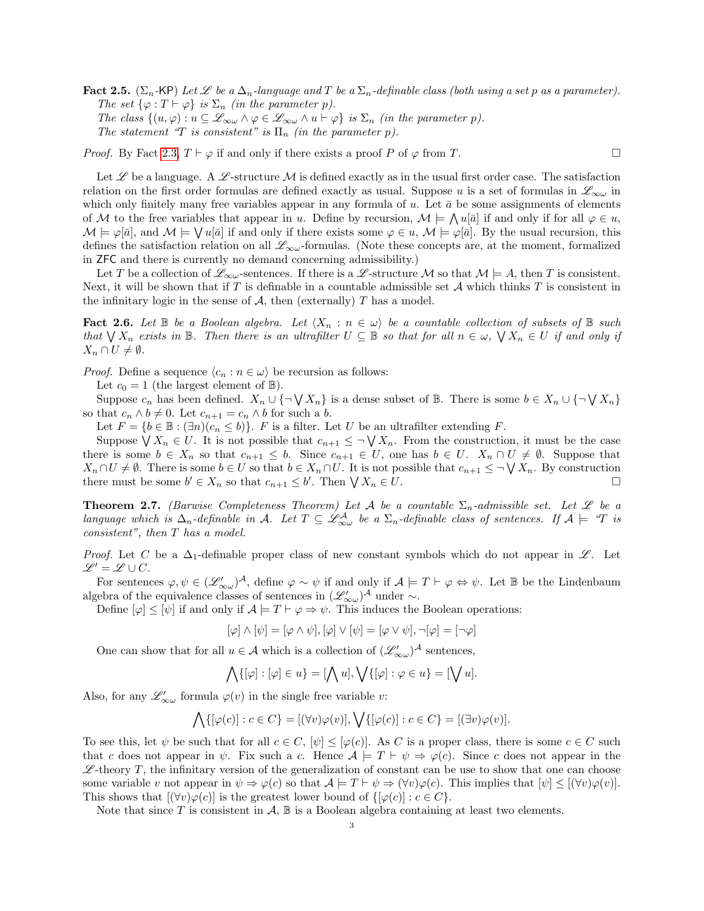**Fact 2.5.** ($\Sigma_n$-$\mathsf{KP}$) *Let $\mathscr{L}$ be a $\Delta_n$-language and $T$ be a $\Sigma_n$-definable class (both using a set $p$ as a parameter). The set $\{\varphi : T \vdash \varphi\}$ is $\Sigma_n$ (in the parameter $p$).*
*The class $\{(u, \varphi) : u \subseteq \mathscr{L}_{\infty\omega} \wedge \varphi \in \mathscr{L}_{\infty\omega} \wedge u \vdash \varphi\}$ is $\Sigma_n$ (in the parameter $p$).*
*The statement "$T$ is consistent" is $\Pi_n$ (in the parameter $p$).*

*Proof.* By Fact 2.3, $T \vdash \varphi$ if and only if there exists a proof $P$ of $\varphi$ from $T$. □

Let $\mathscr{L}$ be a language. A $\mathscr{L}$-structure $\mathcal{M}$ is defined exactly as in the usual first order case. The satisfaction relation on the first order formulas are defined exactly as usual. Suppose $u$ is a set of formulas in $\mathscr{L}_{\infty\omega}$ in which only finitely many free variables appear in any formula of $u$. Let $\bar{a}$ be some assignments of elements of $\mathcal{M}$ to the free variables that appear in $u$. Define by recursion, $\mathcal{M} \models \bigwedge u[\bar{a}]$ if and only if for all $\varphi \in u$, $\mathcal{M} \models \varphi[\bar{a}]$, and $\mathcal{M} \models \bigvee u[\bar{a}]$ if and only if there exists some $\varphi \in u$, $\mathcal{M} \models \varphi[\bar{a}]$. By the usual recursion, this defines the satisfaction relation on all $\mathscr{L}_{\infty\omega}$-formulas. (Note these concepts are, at the moment, formalized in $\mathsf{ZFC}$ and there is currently no demand concerning admissibility.)

Let $T$ be a collection of $\mathscr{L}_{\infty\omega}$-sentences. If there is a $\mathscr{L}$-structure $\mathcal{M}$ so that $\mathcal{M} \models A$, then $T$ is consistent. Next, it will be shown that if $T$ is definable in a countable admissible set $\mathcal{A}$ which thinks $T$ is consistent in the infinitary logic in the sense of $\mathcal{A}$, then (externally) $T$ has a model.

**Fact 2.6.** *Let $\mathbb{B}$ be a Boolean algebra. Let $\langle X_n : n \in \omega\rangle$ be a countable collection of subsets of $\mathbb{B}$ such that $\bigvee X_n$ exists in $\mathbb{B}$. Then there is an ultrafilter $U \subseteq \mathbb{B}$ so that for all $n \in \omega$, $\bigvee X_n \in U$ if and only if $X_n \cap U \neq \emptyset$.*

*Proof.* Define a sequence $\langle c_n : n \in \omega\rangle$ be recursion as follows:

Let $c_0 = 1$ (the largest element of $\mathbb{B}$).

Suppose $c_n$ has been defined. $X_n \cup \{\neg \bigvee X_n\}$ is a dense subset of $\mathbb{B}$. There is some $b \in X_n \cup \{\neg \bigvee X_n\}$ so that $c_n \wedge b \neq 0$. Let $c_{n+1} = c_n \wedge b$ for such a $b$.

Let $F = \{b \in \mathbb{B} : (\exists n)(c_n \leq b)\}$. $F$ is a filter. Let $U$ be an ultrafilter extending $F$.

Suppose $\bigvee X_n \in U$. It is not possible that $c_{n+1} \leq \neg \bigvee X_n$. From the construction, it must be the case there is some $b \in X_n$ so that $c_{n+1} \leq b$. Since $c_{n+1} \in U$, one has $b \in U$. $X_n \cap U \neq \emptyset$. Suppose that $X_n \cap U \neq \emptyset$. There is some $b \in U$ so that $b \in X_n \cap U$. It is not possible that $c_{n+1} \leq \neg \bigvee X_n$. By construction there must be some $b' \in X_n$ so that $c_{n+1} \leq b'$. Then $\bigvee X_n \in U$. □

**Theorem 2.7.** *(Barwise Completeness Theorem) Let $\mathcal{A}$ be a countable $\Sigma_n$-admissible set. Let $\mathscr{L}$ be a language which is $\Delta_n$-definable in $\mathcal{A}$. Let $T \subseteq \mathscr{L}^{\mathcal{A}}_{\infty\omega}$ be a $\Sigma_n$-definable class of sentences. If $\mathcal{A} \models$ "$T$ is consistent", then $T$ has a model.*

*Proof.* Let $C$ be a $\Delta_1$-definable proper class of new constant symbols which do not appear in $\mathscr{L}$. Let $\mathscr{L}' = \mathscr{L} \cup C$.

For sentences $\varphi, \psi \in (\mathscr{L}'_{\infty\omega})^{\mathcal{A}}$, define $\varphi \sim \psi$ if and only if $\mathcal{A} \models T \vdash \varphi \Leftrightarrow \psi$. Let $\mathbb{B}$ be the Lindenbaum algebra of the equivalence classes of sentences in $(\mathscr{L}'_{\infty\omega})^{\mathcal{A}}$ under $\sim$.

Define $[\varphi] \leq [\psi]$ if and only if $\mathcal{A} \models T \vdash \varphi \Rightarrow \psi$. This induces the Boolean operations:

$$[\varphi] \wedge [\psi] = [\varphi \wedge \psi], [\varphi] \vee [\psi] = [\varphi \vee \psi], \neg[\varphi] = [\neg\varphi]$$

One can show that for all $u \in \mathcal{A}$ which is a collection of $(\mathscr{L}'_{\infty\omega})^{\mathcal{A}}$ sentences,

$$\bigwedge\{[\varphi] : [\varphi] \in u\} = [\bigwedge u], \bigvee\{[\varphi] : \varphi \in u\} = [\bigvee u].$$

Also, for any $\mathscr{L}'_{\infty\omega}$ formula $\varphi(v)$ in the single free variable $v$:

$$\bigwedge\{[\varphi(c)] : c \in C\} = [(\forall v)\varphi(v)], \bigvee\{[\varphi(c)] : c \in C\} = [(\exists v)\varphi(v)].$$

To see this, let $\psi$ be such that for all $c \in C$, $[\psi] \leq [\varphi(c)]$. As $C$ is a proper class, there is some $c \in C$ such that $c$ does not appear in $\psi$. Fix such a $c$. Hence $\mathcal{A} \models T \vdash \psi \Rightarrow \varphi(c)$. Since $c$ does not appear in the $\mathscr{L}$-theory $T$, the infinitary version of the generalization of constant can be use to show that one can choose some variable $v$ not appear in $\psi \Rightarrow \varphi(c)$ so that $\mathcal{A} \models T \vdash \psi \Rightarrow (\forall v)\varphi(c)$. This implies that $[\psi] \leq [(\forall v)\varphi(v)]$. This shows that $[(\forall v)\varphi(c)]$ is the greatest lower bound of $\{[\varphi(c)] : c \in C\}$.

Note that since $T$ is consistent in $\mathcal{A}$, $\mathbb{B}$ is a Boolean algebra containing at least two elements.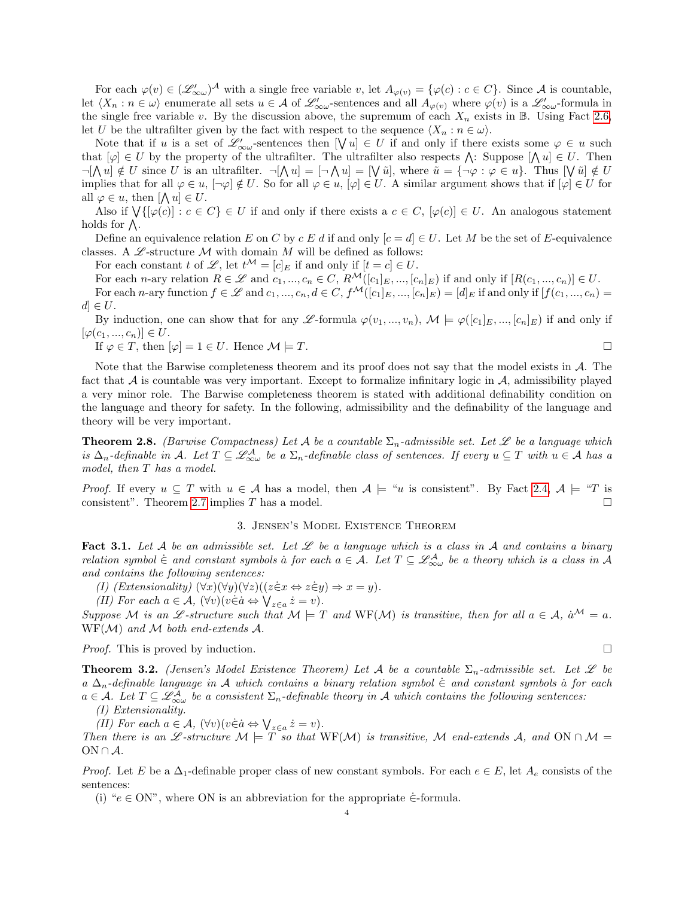For each $\varphi(v) \in (\mathscr{L}'_{\infty\omega})^{\mathcal{A}}$ with a single free variable $v$, let $A_{\varphi(v)} = \{\varphi(c) : c \in C\}$. Since $\mathcal{A}$ is countable, let $\langle X_n : n \in \omega\rangle$ enumerate all sets $u \in \mathcal{A}$ of $\mathscr{L}'_{\infty\omega}$-sentences and all $A_{\varphi(v)}$ where $\varphi(v)$ is a $\mathscr{L}'_{\infty\omega}$-formula in the single free variable $v$. By the discussion above, the supremum of each $X_n$ exists in $\mathbb{B}$. Using Fact 2.6, let $U$ be the ultrafilter given by the fact with respect to the sequence $\langle X_n : n \in \omega\rangle$.

Note that if $u$ is a set of $\mathscr{L}'_{\infty\omega}$-sentences then $[\bigvee u] \in U$ if and only if there exists some $\varphi \in u$ such that $[\varphi] \in U$ by the property of the ultrafilter. The ultrafilter also respects $\bigwedge$: Suppose $[\bigwedge u] \in U$. Then $\neg[\bigwedge u] \notin U$ since $U$ is an ultrafilter. $\neg[\bigwedge u] = [\neg \bigwedge u] = [\bigvee \tilde{u}]$, where $\tilde{u} = \{\neg\varphi : \varphi \in u\}$. Thus $[\bigvee \tilde{u}] \notin U$ implies that for all $\varphi \in u$, $[\neg\varphi] \notin U$. So for all $\varphi \in u$, $[\varphi] \in U$. A similar argument shows that if $[\varphi] \in U$ for all $\varphi \in u$, then $[\bigwedge u] \in U$.

Also if $\bigvee\{[\varphi(c)] : c \in C\} \in U$ if and only if there exists a $c \in C$, $[\varphi(c)] \in U$. An analogous statement holds for $\bigwedge$.

Define an equivalence relation $E$ on $C$ by $c\ E\ d$ if and only $[c = d] \in U$. Let $M$ be the set of $E$-equivalence classes. A $\mathscr{L}$-structure $\mathcal{M}$ with domain $M$ will be defined as follows:

For each constant $t$ of $\mathscr{L}$, let $t^{\mathcal{M}} = [c]_E$ if and only if $[t = c] \in U$.

For each $n$-ary relation $R \in \mathscr{L}$ and $c_1, ..., c_n \in C$, $R^{\mathcal{M}}([c_1]_E, ..., [c_n]_E)$ if and only if $[R(c_1, ..., c_n)] \in U$.

For each $n$-ary function $f \in \mathscr{L}$ and $c_1, ..., c_n, d \in C$, $f^{\mathcal{M}}([c_1]_E, ..., [c_n]_E) = [d]_E$ if and only if $[f(c_1, ..., c_n) = d] \in U$.

By induction, one can show that for any $\mathscr{L}$-formula $\varphi(v_1, ..., v_n)$, $\mathcal{M} \models \varphi([c_1]_E, ..., [c_n]_E)$ if and only if $[\varphi(c_1, ..., c_n)] \in U$.

If $\varphi \in T$, then $[\varphi] = 1 \in U$. Hence $\mathcal{M} \models T$. $\square$

Note that the Barwise completeness theorem and its proof does not say that the model exists in $\mathcal{A}$. The fact that $\mathcal{A}$ is countable was very important. Except to formalize infinitary logic in $\mathcal{A}$, admissibility played a very minor role. The Barwise completeness theorem is stated with additional definability condition on the language and theory for safety. In the following, admissibility and the definability of the language and theory will be very important.

**Theorem 2.8.** *(Barwise Compactness) Let $\mathcal{A}$ be a countable $\Sigma_n$-admissible set. Let $\mathscr{L}$ be a language which is $\Delta_n$-definable in $\mathcal{A}$. Let $T \subseteq \mathscr{L}^{\mathcal{A}}_{\infty\omega}$ be a $\Sigma_n$-definable class of sentences. If every $u \subseteq T$ with $u \in \mathcal{A}$ has a model, then $T$ has a model.*

*Proof.* If every $u \subseteq T$ with $u \in \mathcal{A}$ has a model, then $\mathcal{A} \models$ "$u$ is consistent". By Fact 2.4, $\mathcal{A} \models$ "$T$ is consistent". Theorem 2.7 implies $T$ has a model. $\square$

## 3. Jensen's Model Existence Theorem

**Fact 3.1.** *Let $\mathcal{A}$ be an admissible set. Let $\mathscr{L}$ be a language which is a class in $\mathcal{A}$ and contains a binary relation symbol $\dot{\in}$ and constant symbols $\dot{a}$ for each $a \in \mathcal{A}$. Let $T \subseteq \mathscr{L}^{\mathcal{A}}_{\infty\omega}$ be a theory which is a class in $\mathcal{A}$ and contains the following sentences:*

*(I) (Extensionality) $(\forall x)(\forall y)(\forall z)((z\dot{\in}x \Leftrightarrow z\dot{\in}y) \Rightarrow x = y)$.*

*(II) For each $a \in \mathcal{A}$, $(\forall v)(v\dot{\in}\dot{a} \Leftrightarrow \bigvee_{z\in a} \dot{z} = v)$.*

*Suppose $\mathcal{M}$ is an $\mathscr{L}$-structure such that $\mathcal{M} \models T$ and $\text{WF}(\mathcal{M})$ is transitive, then for all $a \in \mathcal{A}$, $\dot{a}^{\mathcal{M}} = a$. $\text{WF}(\mathcal{M})$ and $\mathcal{M}$ both end-extends $\mathcal{A}$.*

*Proof.* This is proved by induction. $\square$

**Theorem 3.2.** *(Jensen's Model Existence Theorem) Let $\mathcal{A}$ be a countable $\Sigma_n$-admissible set. Let $\mathscr{L}$ be a $\Delta_n$-definable language in $\mathcal{A}$ which contains a binary relation symbol $\dot{\in}$ and constant symbols $\dot{a}$ for each $a \in \mathcal{A}$. Let $T \subseteq \mathscr{L}^{\mathcal{A}}_{\infty\omega}$ be a consistent $\Sigma_n$-definable theory in $\mathcal{A}$ which contains the following sentences:*

*(I) Extensionality.*

*(II) For each $a \in \mathcal{A}$, $(\forall v)(v\dot{\in}\dot{a} \Leftrightarrow \bigvee_{z\in a} \dot{z} = v)$.*

*Then there is an $\mathscr{L}$-structure $\mathcal{M} \models T$ so that $\text{WF}(\mathcal{M})$ is transitive, $\mathcal{M}$ end-extends $\mathcal{A}$, and $\text{ON} \cap \mathcal{M} = \text{ON} \cap \mathcal{A}$.*

*Proof.* Let $E$ be a $\Delta_1$-definable proper class of new constant symbols. For each $e \in E$, let $A_e$ consists of the sentences:

(i) "$e \in \text{ON}$", where ON is an abbreviation for the appropriate $\dot{\in}$-formula.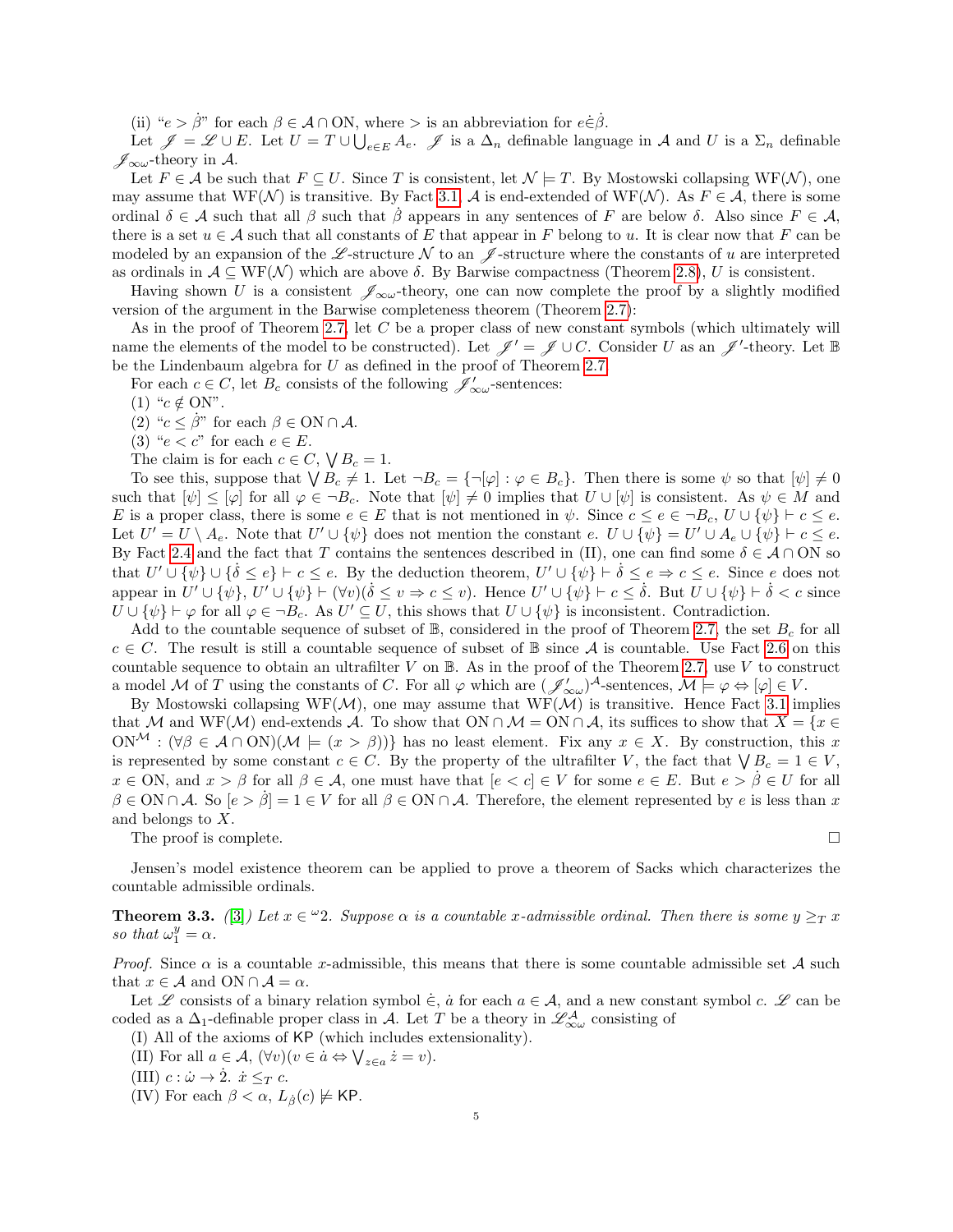(ii) "$e > \dot{\beta}$" for each $\beta \in \mathcal{A} \cap \mathrm{ON}$, where $>$ is an abbreviation for $e \dot{\in} \dot{\beta}$.

Let $\mathscr{J} = \mathscr{L} \cup E$. Let $U = T \cup \bigcup_{e \in E} A_e$. $\mathscr{J}$ is a $\Delta_n$ definable language in $\mathcal{A}$ and $U$ is a $\Sigma_n$ definable $\mathscr{J}_{\infty\omega}$-theory in $\mathcal{A}$.

Let $F \in \mathcal{A}$ be such that $F \subseteq U$. Since $T$ is consistent, let $\mathcal{N} \models T$. By Mostowski collapsing $\mathrm{WF}(\mathcal{N})$, one may assume that $\mathrm{WF}(\mathcal{N})$ is transitive. By Fact 3.1, $\mathcal{A}$ is end-extended of $\mathrm{WF}(\mathcal{N})$. As $F \in \mathcal{A}$, there is some ordinal $\delta \in \mathcal{A}$ such that all $\beta$ such that $\dot{\beta}$ appears in any sentences of $F$ are below $\delta$. Also since $F \in \mathcal{A}$, there is a set $u \in \mathcal{A}$ such that all constants of $E$ that appear in $F$ belong to $u$. It is clear now that $F$ can be modeled by an expansion of the $\mathscr{L}$-structure $\mathcal{N}$ to an $\mathscr{J}$-structure where the constants of $u$ are interpreted as ordinals in $\mathcal{A} \subseteq \mathrm{WF}(\mathcal{N})$ which are above $\delta$. By Barwise compactness (Theorem 2.8), $U$ is consistent.

Having shown $U$ is a consistent $\mathscr{J}_{\infty\omega}$-theory, one can now complete the proof by a slightly modified version of the argument in the Barwise completeness theorem (Theorem 2.7):

As in the proof of Theorem 2.7, let $C$ be a proper class of new constant symbols (which ultimately will name the elements of the model to be constructed). Let $\mathscr{J}' = \mathscr{J} \cup C$. Consider $U$ as an $\mathscr{J}'$-theory. Let $\mathbb{B}$ be the Lindenbaum algebra for $U$ as defined in the proof of Theorem 2.7.

For each $c \in C$, let $B_c$ consists of the following $\mathscr{J}'_{\infty\omega}$-sentences:

(1) "$c \notin \mathrm{ON}$".

(2) "$c \leq \dot{\beta}$" for each $\beta \in \mathrm{ON} \cap \mathcal{A}$.

(3) "$e < c$" for each $e \in E$.

The claim is for each $c \in C$, $\bigvee B_c = 1$.

To see this, suppose that $\bigvee B_c \neq 1$. Let $\neg B_c = \{\neg[\varphi] : \varphi \in B_c\}$. Then there is some $\psi$ so that $[\psi] \neq 0$ such that $[\psi] \leq [\varphi]$ for all $\varphi \in \neg B_c$. Note that $[\psi] \neq 0$ implies that $U \cup [\psi]$ is consistent. As $\psi \in M$ and $E$ is a proper class, there is some $e \in E$ that is not mentioned in $\psi$. Since $c \leq e \in \neg B_c$, $U \cup \{\psi\} \vdash c \leq e$. Let $U' = U \setminus A_e$. Note that $U' \cup \{\psi\}$ does not mention the constant $e$. $U \cup \{\psi\} = U' \cup A_e \cup \{\psi\} \vdash c \leq e$. By Fact 2.4 and the fact that $T$ contains the sentences described in (II), one can find some $\delta \in \mathcal{A} \cap \mathrm{ON}$ so that $U' \cup \{\psi\} \cup \{\dot{\delta} \leq e\} \vdash c \leq e$. By the deduction theorem, $U' \cup \{\psi\} \vdash \dot{\delta} \leq e \Rightarrow c \leq e$. Since $e$ does not appear in $U' \cup \{\psi\}$, $U' \cup \{\psi\} \vdash (\forall v)(\dot{\delta} \leq v \Rightarrow c \leq v)$. Hence $U' \cup \{\psi\} \vdash c \leq \dot{\delta}$. But $U \cup \{\psi\} \vdash \dot{\delta} < c$ since $U \cup \{\psi\} \vdash \varphi$ for all $\varphi \in \neg B_c$. As $U' \subseteq U$, this shows that $U \cup \{\psi\}$ is inconsistent. Contradiction.

Add to the countable sequence of subset of $\mathbb{B}$, considered in the proof of Theorem 2.7, the set $B_c$ for all $c \in C$. The result is still a countable sequence of subset of $\mathbb{B}$ since $\mathcal{A}$ is countable. Use Fact 2.6 on this countable sequence to obtain an ultrafilter $V$ on $\mathbb{B}$. As in the proof of the Theorem 2.7, use $V$ to construct a model $\mathcal{M}$ of $T$ using the constants of $C$. For all $\varphi$ which are $(\mathscr{J}'_{\infty\omega})^{\mathcal{A}}$-sentences, $\mathcal{M} \models \varphi \Leftrightarrow [\varphi] \in V$.

By Mostowski collapsing $\mathrm{WF}(\mathcal{M})$, one may assume that $\mathrm{WF}(\mathcal{M})$ is transitive. Hence Fact 3.1 implies that $\mathcal{M}$ and $\mathrm{WF}(\mathcal{M})$ end-extends $\mathcal{A}$. To show that $\mathrm{ON} \cap \mathcal{M} = \mathrm{ON} \cap \mathcal{A}$, its suffices to show that $X = \{x \in \mathrm{ON}^{\mathcal{M}} : (\forall \beta \in \mathcal{A} \cap \mathrm{ON})(\mathcal{M} \models (x > \beta))\}$ has no least element. Fix any $x \in X$. By construction, this $x$ is represented by some constant $c \in C$. By the property of the ultrafilter $V$, the fact that $\bigvee B_c = 1 \in V$, $x \in \mathrm{ON}$, and $x > \beta$ for all $\beta \in \mathcal{A}$, one must have that $[e < c] \in V$ for some $e \in E$. But $e > \dot{\beta} \in U$ for all $\beta \in \mathrm{ON} \cap \mathcal{A}$. So $[e > \dot{\beta}] = 1 \in V$ for all $\beta \in \mathrm{ON} \cap \mathcal{A}$. Therefore, the element represented by $e$ is less than $x$ and belongs to $X$.

The proof is complete. $\square$

Jensen's model existence theorem can be applied to prove a theorem of Sacks which characterizes the countable admissible ordinals.

**Theorem 3.3.** *([3]) Let $x \in {}^{\omega}2$. Suppose $\alpha$ is a countable $x$-admissible ordinal. Then there is some $y \geq_T x$ so that $\omega_1^y = \alpha$.*

*Proof.* Since $\alpha$ is a countable $x$-admissible, this means that there is some countable admissible set $\mathcal{A}$ such that $x \in \mathcal{A}$ and $\mathrm{ON} \cap \mathcal{A} = \alpha$.

Let $\mathscr{L}$ consists of a binary relation symbol $\dot{\in}$, $\dot{a}$ for each $a \in \mathcal{A}$, and a new constant symbol $c$. $\mathscr{L}$ can be coded as a $\Delta_1$-definable proper class in $\mathcal{A}$. Let $T$ be a theory in $\mathscr{L}^{\mathcal{A}}_{\infty\omega}$ consisting of

(I) All of the axioms of $\mathsf{KP}$ (which includes extensionality).

(II) For all $a \in \mathcal{A}$, $(\forall v)(v \in \dot{a} \Leftrightarrow \bigvee_{z \in a} \dot{z} = v)$.

(III) $c : \dot{\omega} \to \dot{2}$. $\dot{x} \leq_T c$.

(IV) For each $\beta < \alpha$, $L_{\dot{\beta}}(c) \not\models \mathsf{KP}$.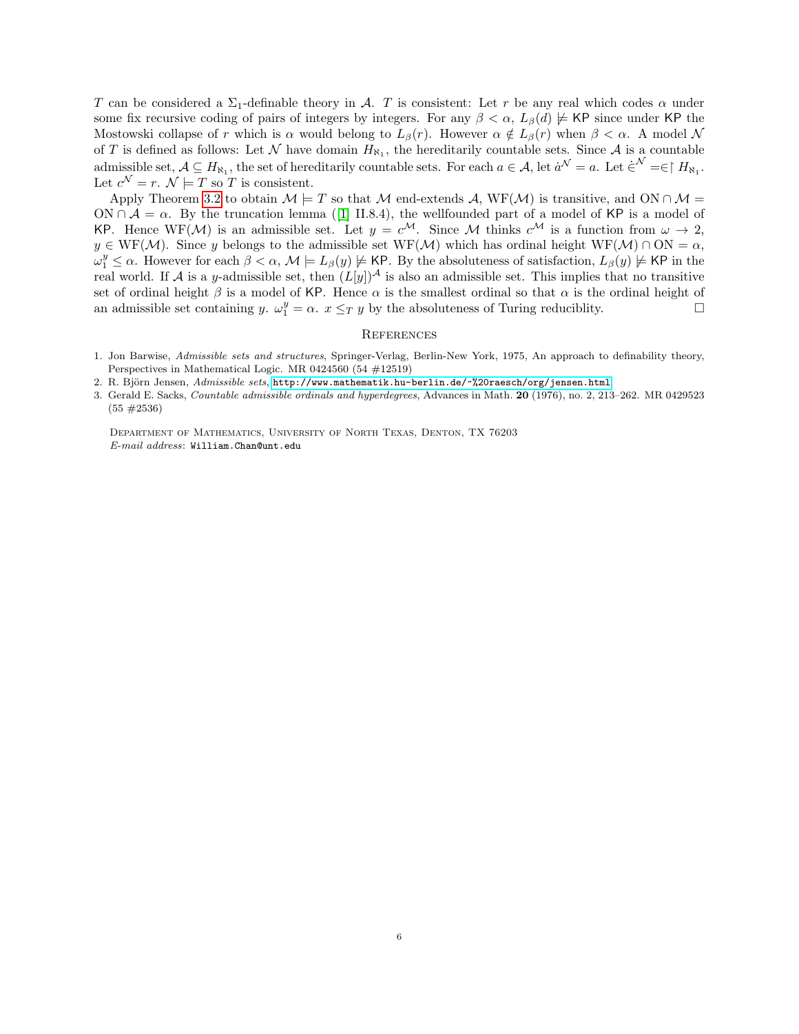$T$ can be considered a $\Sigma_1$-definable theory in $\mathcal{A}$. $T$ is consistent: Let $r$ be any real which codes $\alpha$ under some fix recursive coding of pairs of integers by integers. For any $\beta < \alpha$, $L_\beta(d) \not\models \mathsf{KP}$ since under $\mathsf{KP}$ the Mostowski collapse of $r$ which is $\alpha$ would belong to $L_\beta(r)$. However $\alpha \notin L_\beta(r)$ when $\beta < \alpha$. A model $\mathcal{N}$ of $T$ is defined as follows: Let $\mathcal{N}$ have domain $H_{\aleph_1}$, the hereditarily countable sets. Since $\mathcal{A}$ is a countable admissible set, $\mathcal{A} \subseteq H_{\aleph_1}$, the set of hereditarily countable sets. For each $a \in \mathcal{A}$, let $\dot{a}^{\mathcal{N}} = a$. Let $\dot{\in}^{\mathcal{N}} = \in \restriction H_{\aleph_1}$. Let $c^{\mathcal{N}} = r$. $\mathcal{N} \models T$ so $T$ is consistent.

Apply Theorem 3.2 to obtain $\mathcal{M} \models T$ so that $\mathcal{M}$ end-extends $\mathcal{A}$, $\mathrm{WF}(\mathcal{M})$ is transitive, and $\mathrm{ON} \cap \mathcal{M} = \mathrm{ON} \cap \mathcal{A} = \alpha$. By the truncation lemma ([1] II.8.4), the wellfounded part of a model of $\mathsf{KP}$ is a model of $\mathsf{KP}$. Hence $\mathrm{WF}(\mathcal{M})$ is an admissible set. Let $y = c^{\mathcal{M}}$. Since $\mathcal{M}$ thinks $c^{\mathcal{M}}$ is a function from $\omega \to 2$, $y \in \mathrm{WF}(\mathcal{M})$. Since $y$ belongs to the admissible set $\mathrm{WF}(\mathcal{M})$ which has ordinal height $\mathrm{WF}(\mathcal{M}) \cap \mathrm{ON} = \alpha$, $\omega_1^y \leq \alpha$. However for each $\beta < \alpha$, $\mathcal{M} \models L_\beta(y) \not\models \mathsf{KP}$. By the absoluteness of satisfaction, $L_\beta(y) \not\models \mathsf{KP}$ in the real world. If $\mathcal{A}$ is a $y$-admissible set, then $(L[y])^{\mathcal{A}}$ is also an admissible set. This implies that no transitive set of ordinal height $\beta$ is a model of $\mathsf{KP}$. Hence $\alpha$ is the smallest ordinal so that $\alpha$ is the ordinal height of an admissible set containing $y$. $\omega_1^y = \alpha$. $x \leq_T y$ by the absoluteness of Turing reducibliity. $\square$

## References

1. Jon Barwise, *Admissible sets and structures*, Springer-Verlag, Berlin-New York, 1975, An approach to definability theory, Perspectives in Mathematical Logic. MR 0424560 (54 #12519)
2. R. Björn Jensen, *Admissible sets*, http://www.mathematik.hu-berlin.de/~%20raesch/org/jensen.html.
3. Gerald E. Sacks, *Countable admissible ordinals and hyperdegrees*, Advances in Math. **20** (1976), no. 2, 213–262. MR 0429523 (55 #2536)

Department of Mathematics, University of North Texas, Denton, TX 76203
*E-mail address*: William.Chan@unt.edu